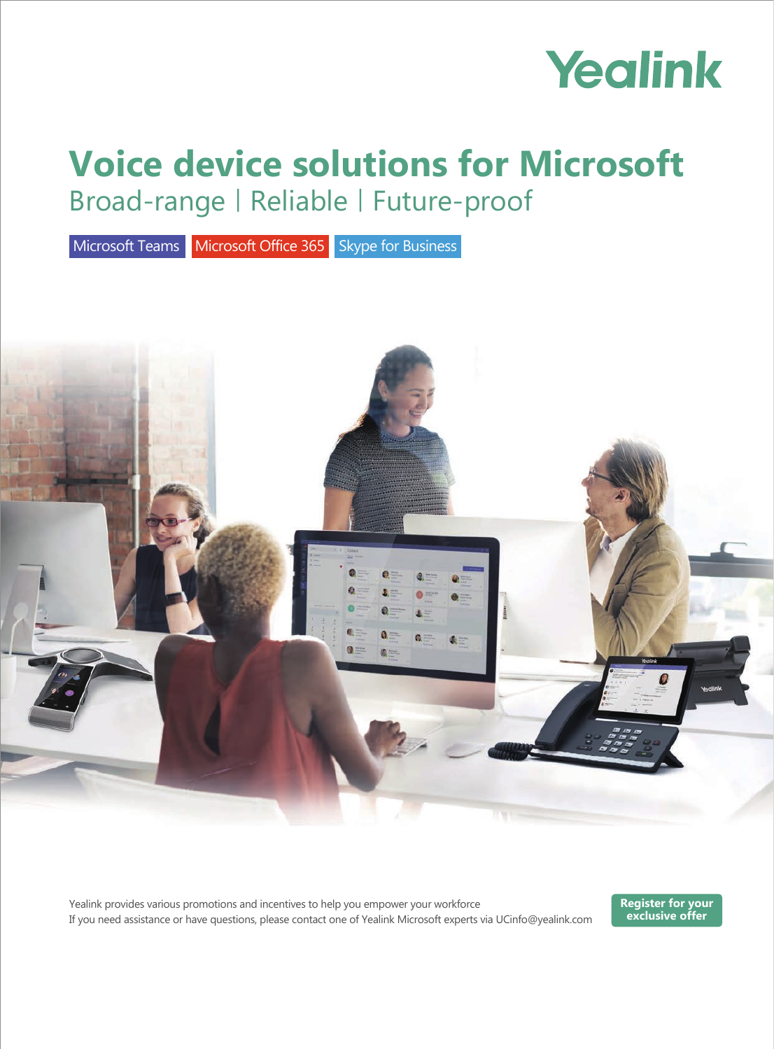Yealink

# Voice device solutions for Microsoft

## Broad-range | Reliable | Future-proof

Microsoft Teams | Microsoft Office 365 | Skype for Business

Yealink provides various promotions and incentives to help you empower your workforce
If you need assistance or have questions, please contact one of Yealink Microsoft experts via UCinfo@yealink.com

**Register for your exclusive offer**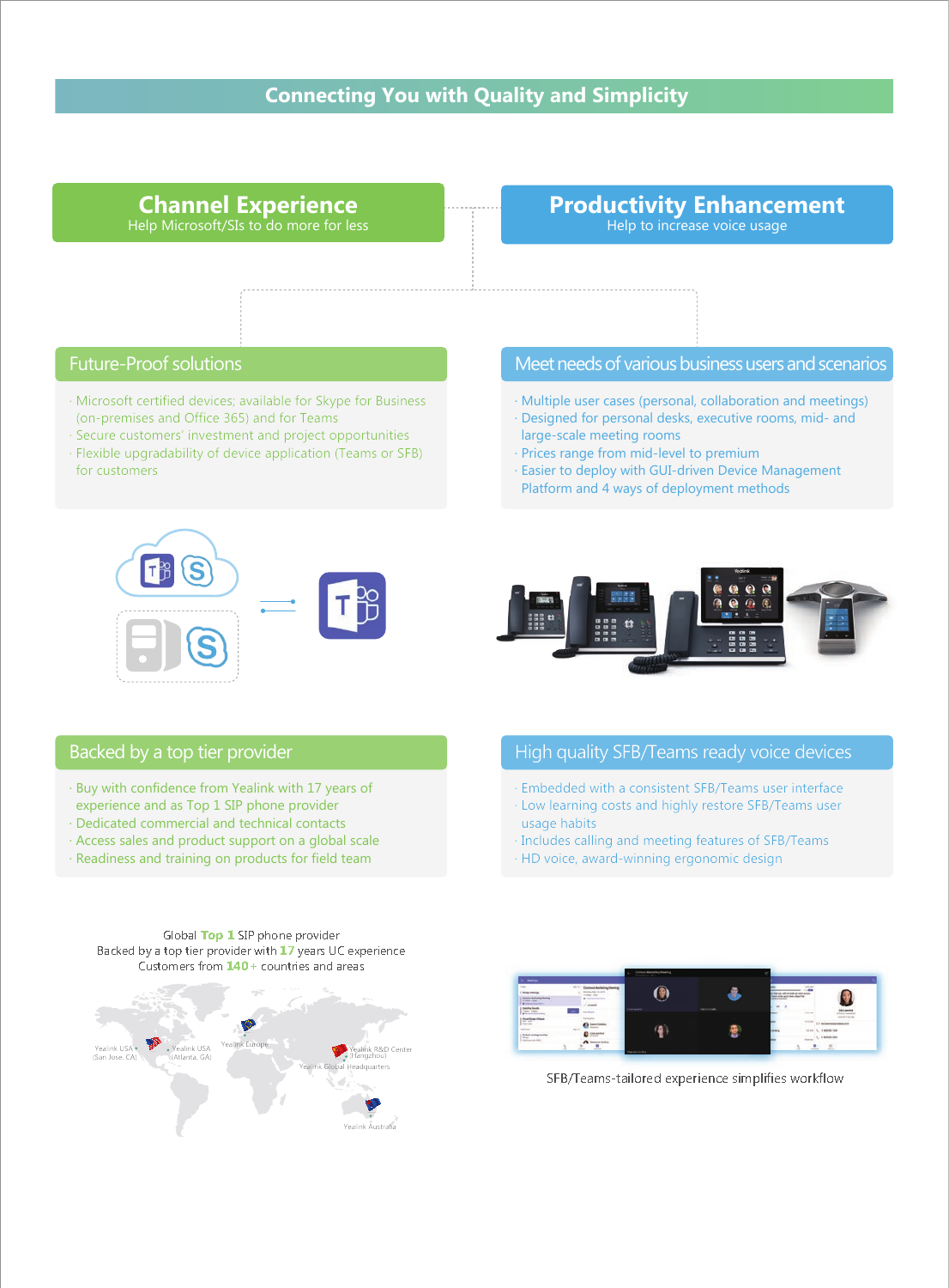# Connecting You with Quality and Simplicity

## Channel Experience

Help Microsoft/SIs to do more for less

## Productivity Enhancement

Help to increase voice usage

### Future-Proof solutions

- Microsoft certified devices; available for Skype for Business (on-premises and Office 365) and for Teams
- Secure customers' investment and project opportunities
- Flexible upgradability of device application (Teams or SFB) for customers

### Meet needs of various business users and scenarios

- Multiple user cases (personal, collaboration and meetings)
- Designed for personal desks, executive rooms, mid- and large-scale meeting rooms
- Prices range from mid-level to premium
- Easier to deploy with GUI-driven Device Management Platform and 4 ways of deployment methods

### Backed by a top tier provider

- Buy with confidence from Yealink with 17 years of experience and as Top 1 SIP phone provider
- Dedicated commercial and technical contacts
- Access sales and product support on a global scale
- Readiness and training on products for field team

### High quality SFB/Teams ready voice devices

- Embedded with a consistent SFB/Teams user interface
- Low learning costs and highly restore SFB/Teams user usage habits
- Includes calling and meeting features of SFB/Teams
- HD voice, award-winning ergonomic design

Global **Top 1** SIP phone provider
Backed by a top tier provider with **17** years UC experience
Customers from **140+** countries and areas

Yealink USA (San Jose, CA)
Yealink USA (Atlanta, GA)
Yealink Europe
Yealink R&D Center (Hangzhou)
Yealink Global Headquarters
Yealink Australia

SFB/Teams-tailored experience simplifies workflow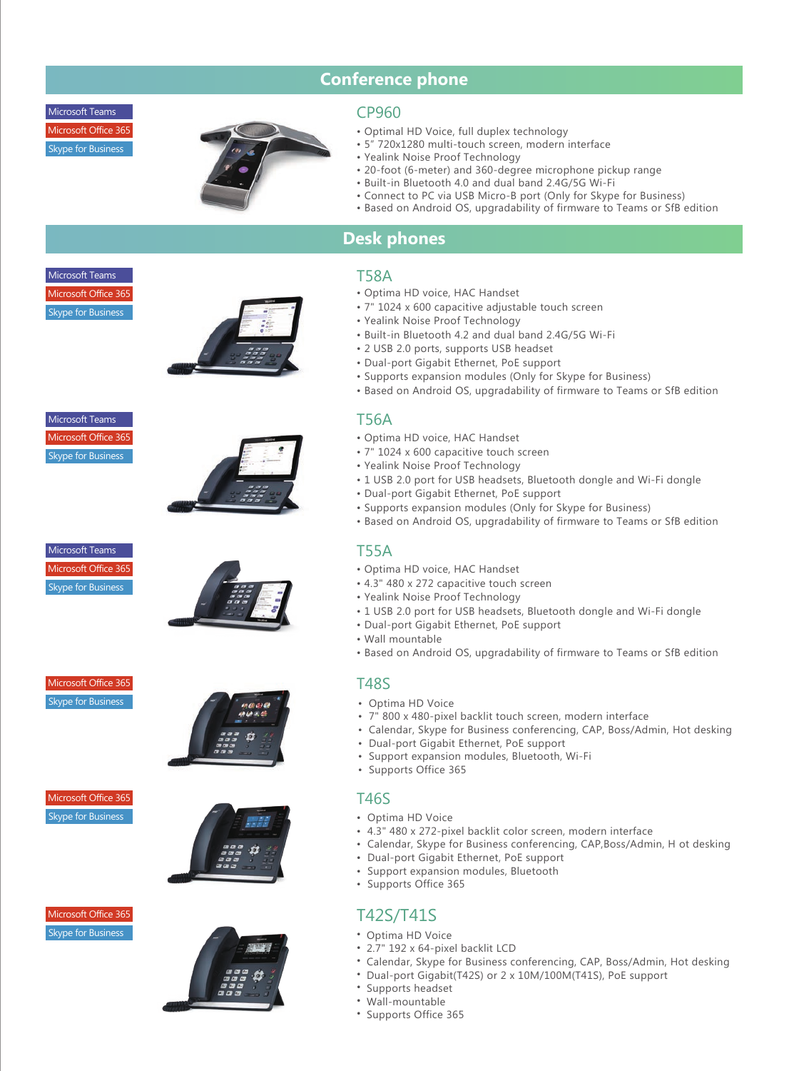## Conference phone

Microsoft Teams
Microsoft Office 365
Skype for Business

### CP960

- Optimal HD Voice, full duplex technology
- 5" 720x1280 multi-touch screen, modern interface
- Yealink Noise Proof Technology
- 20-foot (6-meter) and 360-degree microphone pickup range
- Built-in Bluetooth 4.0 and dual band 2.4G/5G Wi-Fi
- Connect to PC via USB Micro-B port (Only for Skype for Business)
- Based on Android OS, upgradability of firmware to Teams or SfB edition

## Desk phones

Microsoft Teams
Microsoft Office 365
Skype for Business

### T58A

- Optima HD voice, HAC Handset
- 7" 1024 x 600 capacitive adjustable touch screen
- Yealink Noise Proof Technology
- Built-in Bluetooth 4.2 and dual band 2.4G/5G Wi-Fi
- 2 USB 2.0 ports, supports USB headset
- Dual-port Gigabit Ethernet, PoE support
- Supports expansion modules (Only for Skype for Business)
- Based on Android OS, upgradability of firmware to Teams or SfB edition

Microsoft Teams
Microsoft Office 365
Skype for Business

### T56A

- Optima HD voice, HAC Handset
- 7" 1024 x 600 capacitive touch screen
- Yealink Noise Proof Technology
- 1 USB 2.0 port for USB headsets, Bluetooth dongle and Wi-Fi dongle
- Dual-port Gigabit Ethernet, PoE support
- Supports expansion modules (Only for Skype for Business)
- Based on Android OS, upgradability of firmware to Teams or SfB edition

Microsoft Teams
Microsoft Office 365
Skype for Business

### T55A

- Optima HD voice, HAC Handset
- 4.3" 480 x 272 capacitive touch screen
- Yealink Noise Proof Technology
- 1 USB 2.0 port for USB headsets, Bluetooth dongle and Wi-Fi dongle
- Dual-port Gigabit Ethernet, PoE support
- Wall mountable
- Based on Android OS, upgradability of firmware to Teams or SfB edition

Microsoft Office 365
Skype for Business

### T48S

- Optima HD Voice
- 7" 800 x 480-pixel backlit touch screen, modern interface
- Calendar, Skype for Business conferencing, CAP, Boss/Admin, Hot desking
- Dual-port Gigabit Ethernet, PoE support
- Support expansion modules, Bluetooth, Wi-Fi
- Supports Office 365

Microsoft Office 365
Skype for Business

### T46S

- Optima HD Voice
- 4.3" 480 x 272-pixel backlit color screen, modern interface
- Calendar, Skype for Business conferencing, CAP,Boss/Admin, H ot desking
- Dual-port Gigabit Ethernet, PoE support
- Support expansion modules, Bluetooth
- Supports Office 365

Microsoft Office 365
Skype for Business

### T42S/T41S

- Optima HD Voice
- 2.7" 192 x 64-pixel backlit LCD
- Calendar, Skype for Business conferencing, CAP, Boss/Admin, Hot desking
- Dual-port Gigabit(T42S) or 2 x 10M/100M(T41S), PoE support
- Supports headset
- Wall-mountable
- Supports Office 365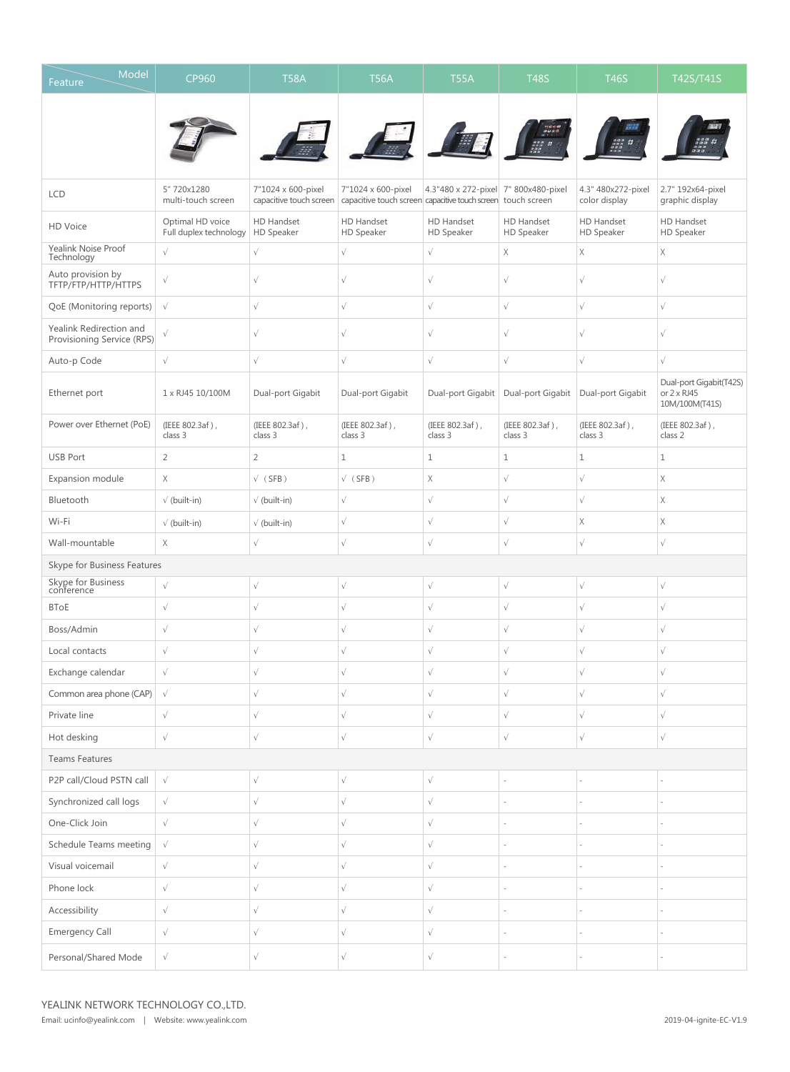| Feature / Model | CP960 | T58A | T56A | T55A | T48S | T46S | T42S/T41S |
|---|---|---|---|---|---|---|---|
| | | | | | | | |
| LCD | 5" 720x1280 multi-touch screen | 7"1024 x 600-pixel capacitive touch screen | 7"1024 x 600-pixel capacitive touch screen | 4.3"480 x 272-pixel capacitive touch screen | 7" 800x480-pixel touch screen | 4.3" 480x272-pixel color display | 2.7" 192x64-pixel graphic display |
| HD Voice | Optimal HD voice Full duplex technology | HD Handset HD Speaker | HD Handset HD Speaker | HD Handset HD Speaker | HD Handset HD Speaker | HD Handset HD Speaker | HD Handset HD Speaker |
| Yealink Noise Proof Technology | √ | √ | √ | √ | X | X | X |
| Auto provision by TFTP/FTP/HTTP/HTTPS | √ | √ | √ | √ | √ | √ | √ |
| QoE (Monitoring reports) | √ | √ | √ | √ | √ | √ | √ |
| Yealink Redirection and Provisioning Service (RPS) | √ | √ | √ | √ | √ | √ | √ |
| Auto-p Code | √ | √ | √ | √ | √ | √ | √ |
| Ethernet port | 1 x RJ45 10/100M | Dual-port Gigabit | Dual-port Gigabit | Dual-port Gigabit | Dual-port Gigabit | Dual-port Gigabit | Dual-port Gigabit(T42S) or 2 x RJ45 10M/100M(T41S) |
| Power over Ethernet (PoE) | (IEEE 802.3af ), class 3 | (IEEE 802.3af ), class 3 | (IEEE 802.3af ), class 3 | (IEEE 802.3af ), class 3 | (IEEE 802.3af ), class 3 | (IEEE 802.3af ), class 3 | (IEEE 802.3af ), class 2 |
| USB Port | 2 | 2 | 1 | 1 | 1 | 1 | 1 |
| Expansion module | X | √ ( SFB ) | √ ( SFB ) | X | √ | √ | X |
| Bluetooth | √ (built-in) | √ (built-in) | √ | √ | √ | √ | X |
| Wi-Fi | √ (built-in) | √ (built-in) | √ | √ | √ | X | X |
| Wall-mountable | X | √ | √ | √ | √ | √ | √ |
| Skype for Business Features | | | | | | | |
| Skype for Business conference | √ | √ | √ | √ | √ | √ | √ |
| BToE | √ | √ | √ | √ | √ | √ | √ |
| Boss/Admin | √ | √ | √ | √ | √ | √ | √ |
| Local contacts | √ | √ | √ | √ | √ | √ | √ |
| Exchange calendar | √ | √ | √ | √ | √ | √ | √ |
| Common area phone (CAP) | √ | √ | √ | √ | √ | √ | √ |
| Private line | √ | √ | √ | √ | √ | √ | √ |
| Hot desking | √ | √ | √ | √ | √ | √ | √ |
| Teams Features | | | | | | | |
| P2P call/Cloud PSTN call | √ | √ | √ | √ | - | - | - |
| Synchronized call logs | √ | √ | √ | √ | - | - | - |
| One-Click Join | √ | √ | √ | √ | - | - | - |
| Schedule Teams meeting | √ | √ | √ | √ | - | - | - |
| Visual voicemail | √ | √ | √ | √ | - | - | - |
| Phone lock | √ | √ | √ | √ | - | - | - |
| Accessibility | √ | √ | √ | √ | - | - | - |
| Emergency Call | √ | √ | √ | √ | - | - | - |
| Personal/Shared Mode | √ | √ | √ | √ | - | - | - |

YEALINK NETWORK TECHNOLOGY CO.,LTD.

Email: ucinfo@yealink.com | Website: www.yealink.com

2019-04-ignite-EC-V1.9